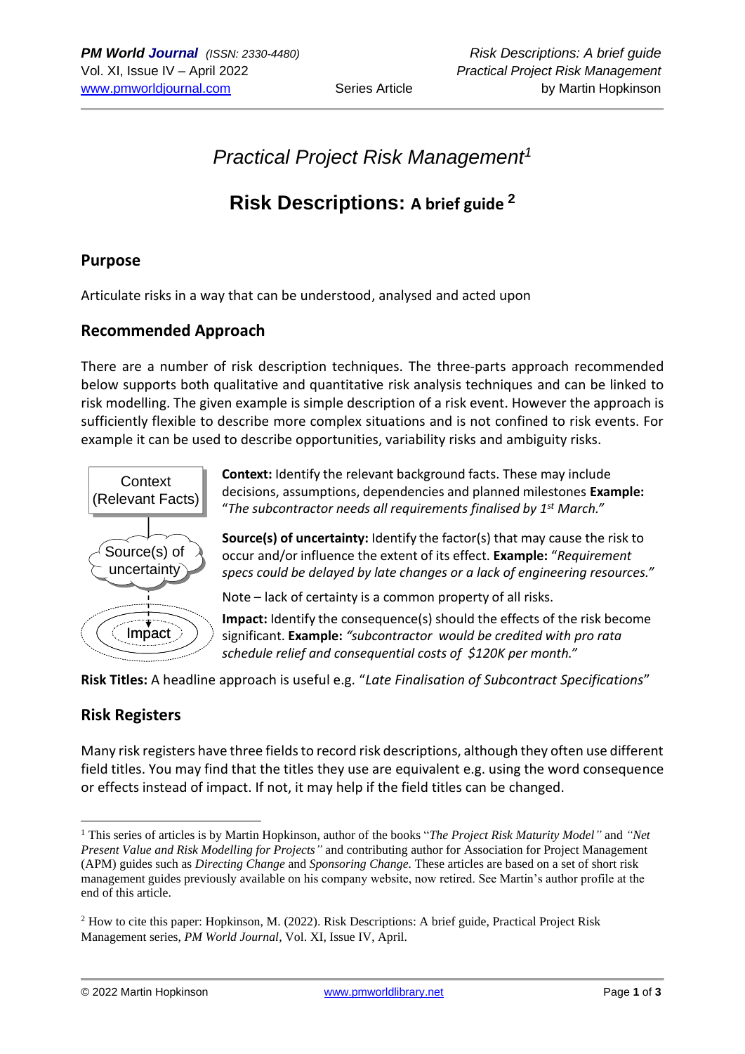# Practical Project Risk Management[1]

## Risk Descriptions: A brief guide [2]

### Purpose

Articulate risks in a way that can be understood, analysed and acted upon

### Recommended Approach

There are a number of risk description techniques. The three-parts approach recommended below supports both qualitative and quantitative risk analysis techniques and can be linked to risk modelling. The given example is simple description of a risk event. However the approach is sufficiently flexible to describe more complex situations and is not confined to risk events. For example it can be used to describe opportunities, variability risks and ambiguity risks.

Context (Relevant Facts)

Source(s) of uncertainty

Impact

**Context:** Identify the relevant background facts. These may include decisions, assumptions, dependencies and planned milestones **Example:** "*The subcontractor needs all requirements finalised by 1st March."*

**Source(s) of uncertainty:** Identify the factor(s) that may cause the risk to occur and/or influence the extent of its effect. **Example:** "*Requirement specs could be delayed by late changes or a lack of engineering resources."*

Note – lack of certainty is a common property of all risks.

**Impact:** Identify the consequence(s) should the effects of the risk become significant. **Example:** *"subcontractor would be credited with pro rata schedule relief and consequential costs of $120K per month."*

**Risk Titles:** A headline approach is useful e.g. "*Late Finalisation of Subcontract Specifications*"

### Risk Registers

Many risk registers have three fields to record risk descriptions, although they often use different field titles. You may find that the titles they use are equivalent e.g. using the word consequence or effects instead of impact. If not, it may help if the field titles can be changed.

---

[1] This series of articles is by Martin Hopkinson, author of the books "*The Project Risk Maturity Model"* and *"Net Present Value and Risk Modelling for Projects"* and contributing author for Association for Project Management (APM) guides such as *Directing Change* and *Sponsoring Change.* These articles are based on a set of short risk management guides previously available on his company website, now retired. See Martin's author profile at the end of this article.

[2] How to cite this paper: Hopkinson, M. (2022). Risk Descriptions: A brief guide, Practical Project Risk Management series, *PM World Journal*, Vol. XI, Issue IV, April.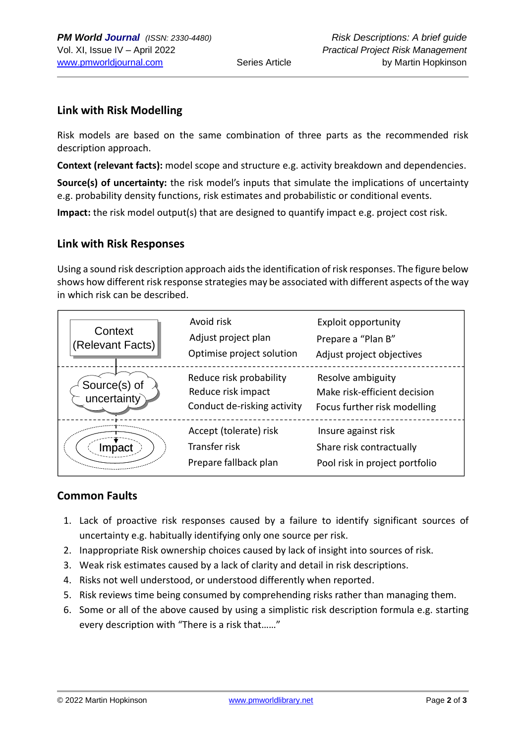## Link with Risk Modelling

Risk models are based on the same combination of three parts as the recommended risk description approach.

**Context (relevant facts):** model scope and structure e.g. activity breakdown and dependencies.

**Source(s) of uncertainty:** the risk model's inputs that simulate the implications of uncertainty e.g. probability density functions, risk estimates and probabilistic or conditional events.

**Impact:** the risk model output(s) that are designed to quantify impact e.g. project cost risk.

## Link with Risk Responses

Using a sound risk description approach aids the identification of risk responses. The figure below shows how different risk response strategies may be associated with different aspects of the way in which risk can be described.

| | | |
|---|---|---|
| Context (Relevant Facts) | Avoid risk<br>Adjust project plan<br>Optimise project solution | Exploit opportunity<br>Prepare a "Plan B"<br>Adjust project objectives |
| Source(s) of uncertainty | Reduce risk probability<br>Reduce risk impact<br>Conduct de-risking activity | Resolve ambiguity<br>Make risk-efficient decision<br>Focus further risk modelling |
| Impact | Accept (tolerate) risk<br>Transfer risk<br>Prepare fallback plan | Insure against risk<br>Share risk contractually<br>Pool risk in project portfolio |

## Common Faults

1. Lack of proactive risk responses caused by a failure to identify significant sources of uncertainty e.g. habitually identifying only one source per risk.
2. Inappropriate Risk ownership choices caused by lack of insight into sources of risk.
3. Weak risk estimates caused by a lack of clarity and detail in risk descriptions.
4. Risks not well understood, or understood differently when reported.
5. Risk reviews time being consumed by comprehending risks rather than managing them.
6. Some or all of the above caused by using a simplistic risk description formula e.g. starting every description with "There is a risk that……"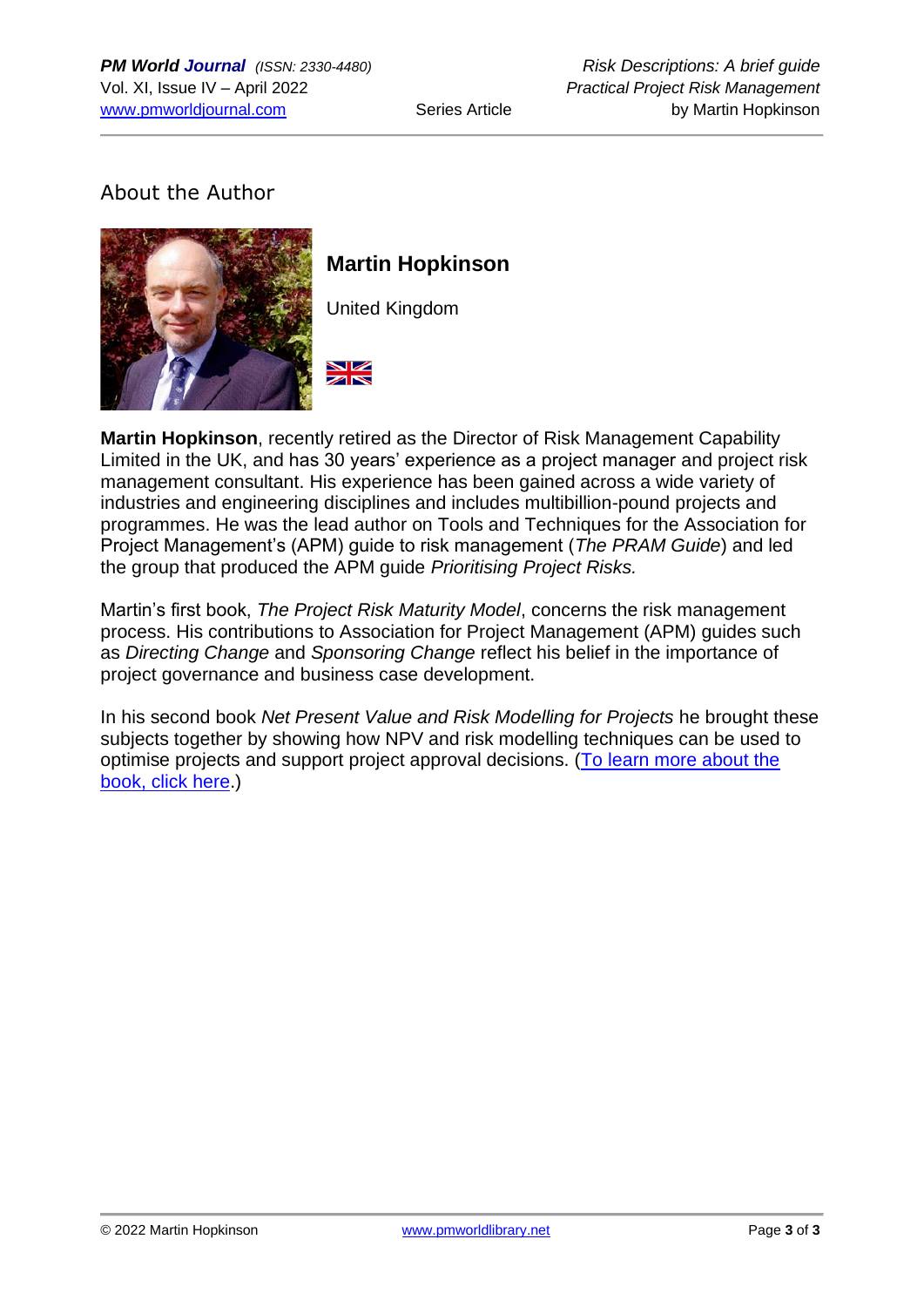## About the Author

### Martin Hopkinson

United Kingdom

**Martin Hopkinson**, recently retired as the Director of Risk Management Capability Limited in the UK, and has 30 years' experience as a project manager and project risk management consultant. His experience has been gained across a wide variety of industries and engineering disciplines and includes multibillion-pound projects and programmes. He was the lead author on Tools and Techniques for the Association for Project Management's (APM) guide to risk management (*The PRAM Guide*) and led the group that produced the APM guide *Prioritising Project Risks.*

Martin's first book, *The Project Risk Maturity Model*, concerns the risk management process. His contributions to Association for Project Management (APM) guides such as *Directing Change* and *Sponsoring Change* reflect his belief in the importance of project governance and business case development.

In his second book *Net Present Value and Risk Modelling for Projects* he brought these subjects together by showing how NPV and risk modelling techniques can be used to optimise projects and support project approval decisions. (To learn more about the book, click here.)